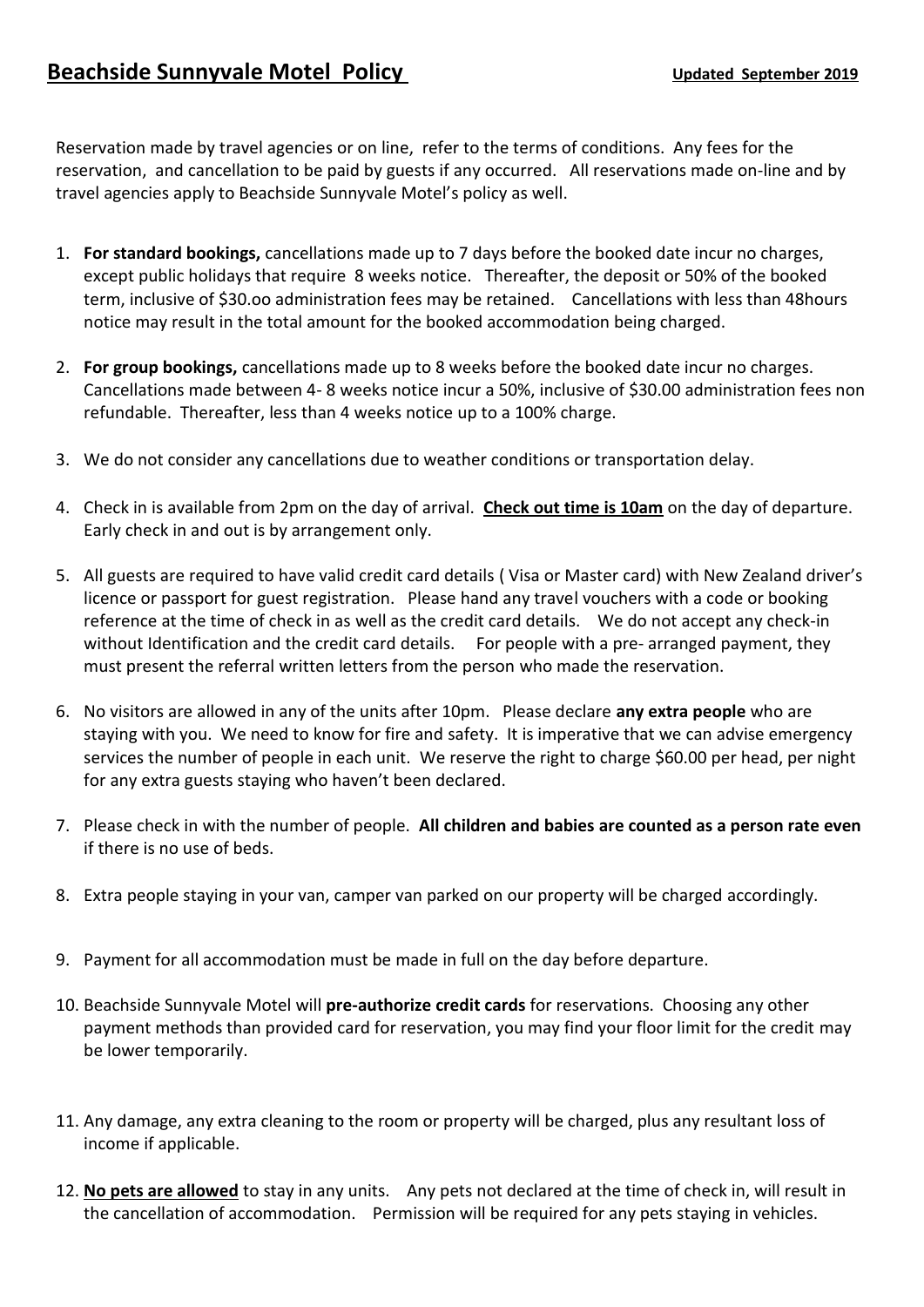# **Beachside Sunnyvale Motel Policy**

**Updated September 2019**

Reservation made by travel agencies or on line, refer to the terms of conditions. Any fees for the reservation, and cancellation to be paid by guests if any occurred. All reservations made on-line and by travel agencies apply to Beachside Sunnyvale Motel's policy as well.

1. **For standard bookings,** cancellations made up to 7 days before the booked date incur no charges, except public holidays that require 8 weeks notice. Thereafter, the deposit or 50% of the booked term, inclusive of $30.oo administration fees may be retained. Cancellations with less than 48hours notice may result in the total amount for the booked accommodation being charged.

2. **For group bookings,** cancellations made up to 8 weeks before the booked date incur no charges. Cancellations made between 4- 8 weeks notice incur a 50%, inclusive of $30.00 administration fees non refundable. Thereafter, less than 4 weeks notice up to a 100% charge.

3. We do not consider any cancellations due to weather conditions or transportation delay.

4. Check in is available from 2pm on the day of arrival. **Check out time is 10am** on the day of departure. Early check in and out is by arrangement only.

5. All guests are required to have valid credit card details ( Visa or Master card) with New Zealand driver's licence or passport for guest registration. Please hand any travel vouchers with a code or booking reference at the time of check in as well as the credit card details. We do not accept any check-in without Identification and the credit card details. For people with a pre- arranged payment, they must present the referral written letters from the person who made the reservation.

6. No visitors are allowed in any of the units after 10pm. Please declare **any extra people** who are staying with you. We need to know for fire and safety. It is imperative that we can advise emergency services the number of people in each unit. We reserve the right to charge $60.00 per head, per night for any extra guests staying who haven't been declared.

7. Please check in with the number of people. **All children and babies are counted as a person rate even** if there is no use of beds.

8. Extra people staying in your van, camper van parked on our property will be charged accordingly.

9. Payment for all accommodation must be made in full on the day before departure.

10. Beachside Sunnyvale Motel will **pre-authorize credit cards** for reservations. Choosing any other payment methods than provided card for reservation, you may find your floor limit for the credit may be lower temporarily.

11. Any damage, any extra cleaning to the room or property will be charged, plus any resultant loss of income if applicable.

12. **No pets are allowed** to stay in any units. Any pets not declared at the time of check in, will result in the cancellation of accommodation. Permission will be required for any pets staying in vehicles.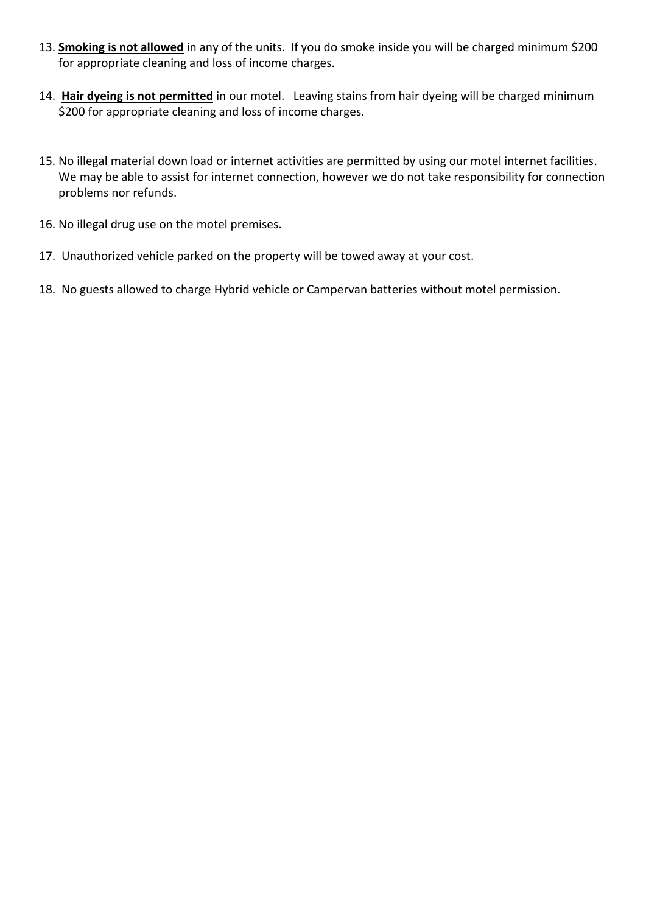13. **Smoking is not allowed** in any of the units. If you do smoke inside you will be charged minimum $200 for appropriate cleaning and loss of income charges.

14. **Hair dyeing is not permitted** in our motel. Leaving stains from hair dyeing will be charged minimum $200 for appropriate cleaning and loss of income charges.

15. No illegal material down load or internet activities are permitted by using our motel internet facilities. We may be able to assist for internet connection, however we do not take responsibility for connection problems nor refunds.

16. No illegal drug use on the motel premises.

17. Unauthorized vehicle parked on the property will be towed away at your cost.

18. No guests allowed to charge Hybrid vehicle or Campervan batteries without motel permission.